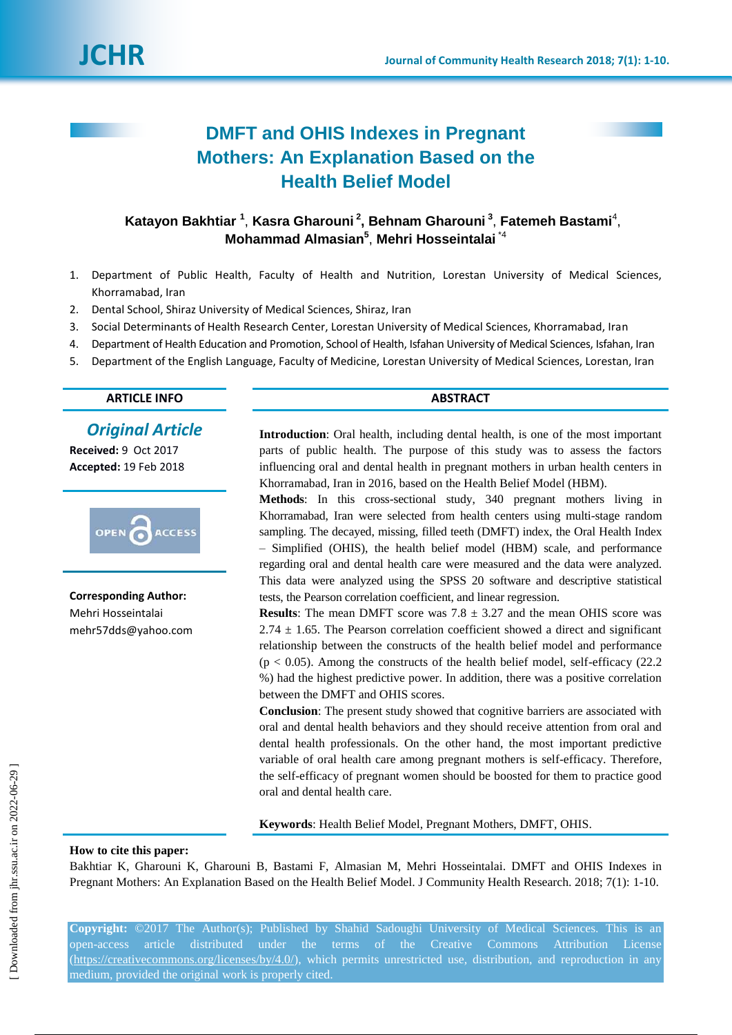# DMFT and OHIS Indexes in Pregnant Mothers: An Explanation Based on the Health Belief Model

**Katayon Bakhtiar [1], Kasra Gharouni [2], Behnam Gharouni [3], Fatemeh Bastami[4], Mohammad Almasian[5], Mehri Hosseintalai [*4]**

1. Department of Public Health, Faculty of Health and Nutrition, Lorestan University of Medical Sciences, Khorramabad, Iran
2. Dental School, Shiraz University of Medical Sciences, Shiraz, Iran
3. Social Determinants of Health Research Center, Lorestan University of Medical Sciences, Khorramabad, Iran
4. Department of Health Education and Promotion, School of Health, Isfahan University of Medical Sciences, Isfahan, Iran
5. Department of the English Language, Faculty of Medicine, Lorestan University of Medical Sciences, Lorestan, Iran

## ARTICLE INFO

*Original Article*

**Received:** 9 Oct 2017

**Accepted:** 19 Feb 2018

**Corresponding Author:**
Mehri Hosseintalai
mehr57dds@yahoo.com

## ABSTRACT

**Introduction**: Oral health, including dental health, is one of the most important parts of public health. The purpose of this study was to assess the factors influencing oral and dental health in pregnant mothers in urban health centers in Khorramabad, Iran in 2016, based on the Health Belief Model (HBM).

**Methods**: In this cross-sectional study, 340 pregnant mothers living in Khorramabad, Iran were selected from health centers using multi-stage random sampling. The decayed, missing, filled teeth (DMFT) index, the Oral Health Index – Simplified (OHIS), the health belief model (HBM) scale, and performance regarding oral and dental health care were measured and the data were analyzed. This data were analyzed using the SPSS 20 software and descriptive statistical tests, the Pearson correlation coefficient, and linear regression.

**Results**: The mean DMFT score was 7.8 ± 3.27 and the mean OHIS score was 2.74 ± 1.65. The Pearson correlation coefficient showed a direct and significant relationship between the constructs of the health belief model and performance ($p < 0.05$). Among the constructs of the health belief model, self-efficacy (22.2 %) had the highest predictive power. In addition, there was a positive correlation between the DMFT and OHIS scores.

**Conclusion**: The present study showed that cognitive barriers are associated with oral and dental health behaviors and they should receive attention from oral and dental health professionals. On the other hand, the most important predictive variable of oral health care among pregnant mothers is self-efficacy. Therefore, the self-efficacy of pregnant women should be boosted for them to practice good oral and dental health care.

**Keywords**: Health Belief Model, Pregnant Mothers, DMFT, OHIS.

**How to cite this paper:**
Bakhtiar K, Gharouni K, Gharouni B, Bastami F, Almasian M, Mehri Hosseintalai. DMFT and OHIS Indexes in Pregnant Mothers: An Explanation Based on the Health Belief Model. J Community Health Research. 2018; 7(1): 1-10.

**Copyright:** ©2017 The Author(s); Published by Shahid Sadoughi University of Medical Sciences. This is an open-access article distributed under the terms of the Creative Commons Attribution License (https://creativecommons.org/licenses/by/4.0/), which permits unrestricted use, distribution, and reproduction in any medium, provided the original work is properly cited.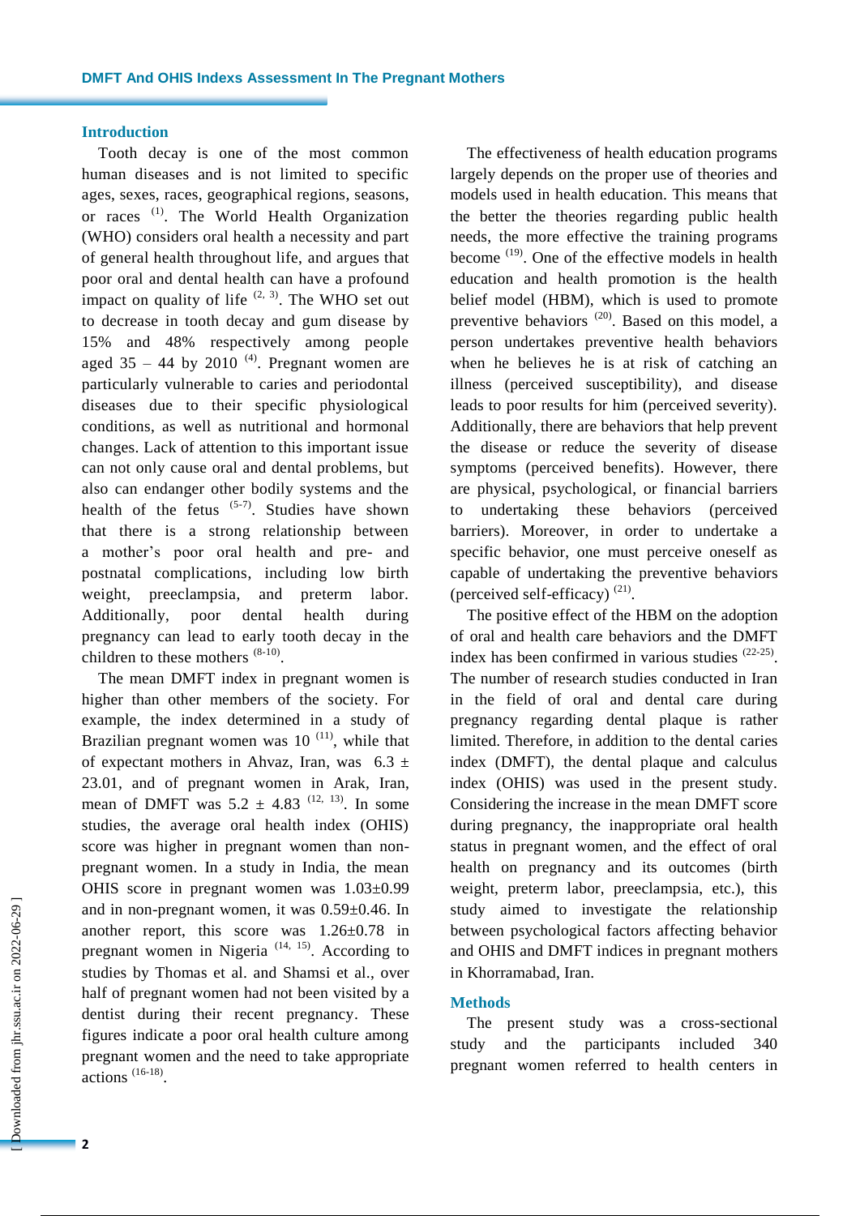## Introduction

Tooth decay is one of the most common human diseases and is not limited to specific ages, sexes, races, geographical regions, seasons, or races [1]. The World Health Organization (WHO) considers oral health a necessity and part of general health throughout life, and argues that poor oral and dental health can have a profound impact on quality of life [2, 3]. The WHO set out to decrease in tooth decay and gum disease by 15% and 48% respectively among people aged 35 – 44 by 2010 [4]. Pregnant women are particularly vulnerable to caries and periodontal diseases due to their specific physiological conditions, as well as nutritional and hormonal changes. Lack of attention to this important issue can not only cause oral and dental problems, but also can endanger other bodily systems and the health of the fetus [5-7]. Studies have shown that there is a strong relationship between a mother's poor oral health and pre- and postnatal complications, including low birth weight, preeclampsia, and preterm labor. Additionally, poor dental health during pregnancy can lead to early tooth decay in the children to these mothers [8-10].

The mean DMFT index in pregnant women is higher than other members of the society. For example, the index determined in a study of Brazilian pregnant women was 10 [11], while that of expectant mothers in Ahvaz, Iran, was $6.3 \pm 23.01$, and of pregnant women in Arak, Iran, mean of DMFT was $5.2 \pm 4.83$ [12, 13]. In some studies, the average oral health index (OHIS) score was higher in pregnant women than non-pregnant women. In a study in India, the mean OHIS score in pregnant women was $1.03 \pm 0.99$ and in non-pregnant women, it was $0.59 \pm 0.46$. In another report, this score was $1.26 \pm 0.78$ in pregnant women in Nigeria [14, 15]. According to studies by Thomas et al. and Shamsi et al., over half of pregnant women had not been visited by a dentist during their recent pregnancy. These figures indicate a poor oral health culture among pregnant women and the need to take appropriate actions [16-18].

The effectiveness of health education programs largely depends on the proper use of theories and models used in health education. This means that the better the theories regarding public health needs, the more effective the training programs become [19]. One of the effective models in health education and health promotion is the health belief model (HBM), which is used to promote preventive behaviors [20]. Based on this model, a person undertakes preventive health behaviors when he believes he is at risk of catching an illness (perceived susceptibility), and disease leads to poor results for him (perceived severity). Additionally, there are behaviors that help prevent the disease or reduce the severity of disease symptoms (perceived benefits). However, there are physical, psychological, or financial barriers to undertaking these behaviors (perceived barriers). Moreover, in order to undertake a specific behavior, one must perceive oneself as capable of undertaking the preventive behaviors (perceived self-efficacy) [21].

The positive effect of the HBM on the adoption of oral and health care behaviors and the DMFT index has been confirmed in various studies [22-25]. The number of research studies conducted in Iran in the field of oral and dental care during pregnancy regarding dental plaque is rather limited. Therefore, in addition to the dental caries index (DMFT), the dental plaque and calculus index (OHIS) was used in the present study. Considering the increase in the mean DMFT score during pregnancy, the inappropriate oral health status in pregnant women, and the effect of oral health on pregnancy and its outcomes (birth weight, preterm labor, preeclampsia, etc.), this study aimed to investigate the relationship between psychological factors affecting behavior and OHIS and DMFT indices in pregnant mothers in Khorramabad, Iran.

## Methods

The present study was a cross-sectional study and the participants included 340 pregnant women referred to health centers in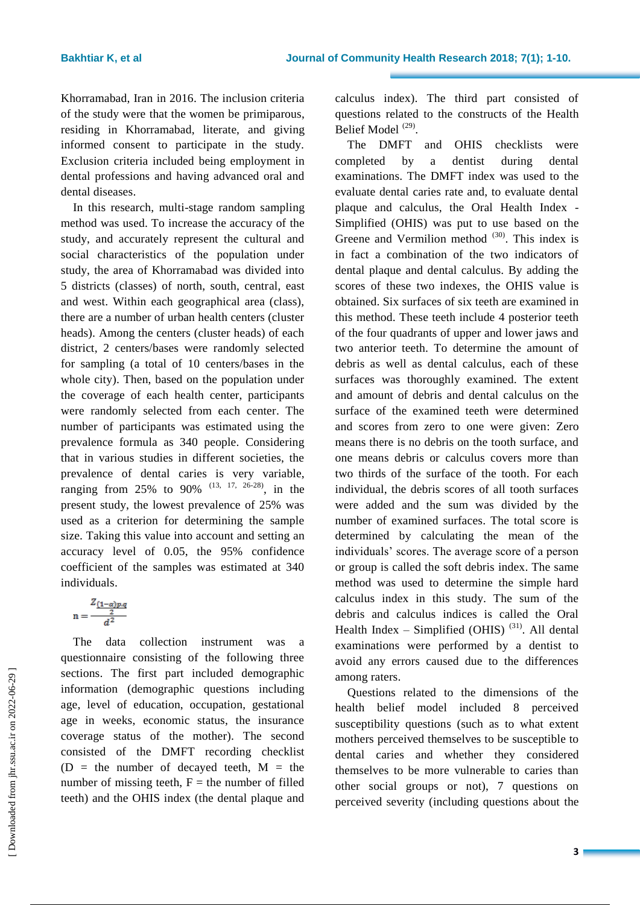Khorramabad, Iran in 2016. The inclusion criteria of the study were that the women be primiparous, residing in Khorramabad, literate, and giving informed consent to participate in the study. Exclusion criteria included being employment in dental professions and having advanced oral and dental diseases.

In this research, multi-stage random sampling method was used. To increase the accuracy of the study, and accurately represent the cultural and social characteristics of the population under study, the area of Khorramabad was divided into 5 districts (classes) of north, south, central, east and west. Within each geographical area (class), there are a number of urban health centers (cluster heads). Among the centers (cluster heads) of each district, 2 centers/bases were randomly selected for sampling (a total of 10 centers/bases in the whole city). Then, based on the population under the coverage of each health center, participants were randomly selected from each center. The number of participants was estimated using the prevalence formula as 340 people. Considering that in various studies in different societies, the prevalence of dental caries is very variable, ranging from 25% to 90% [13, 17, 26-28], in the present study, the lowest prevalence of 25% was used as a criterion for determining the sample size. Taking this value into account and setting an accuracy level of 0.05, the 95% confidence coefficient of the samples was estimated at 340 individuals.

$$n = \frac{Z_{\frac{(1-\alpha)}{2}} p.q}{d^2}$$

The data collection instrument was a questionnaire consisting of the following three sections. The first part included demographic information (demographic questions including age, level of education, occupation, gestational age in weeks, economic status, the insurance coverage status of the mother). The second consisted of the DMFT recording checklist (D = the number of decayed teeth, M = the number of missing teeth, F = the number of filled teeth) and the OHIS index (the dental plaque and calculus index). The third part consisted of questions related to the constructs of the Health Belief Model [29].

The DMFT and OHIS checklists were completed by a dentist during dental examinations. The DMFT index was used to the evaluate dental caries rate and, to evaluate dental plaque and calculus, the Oral Health Index - Simplified (OHIS) was put to use based on the Greene and Vermilion method [30]. This index is in fact a combination of the two indicators of dental plaque and dental calculus. By adding the scores of these two indexes, the OHIS value is obtained. Six surfaces of six teeth are examined in this method. These teeth include 4 posterior teeth of the four quadrants of upper and lower jaws and two anterior teeth. To determine the amount of debris as well as dental calculus, each of these surfaces was thoroughly examined. The extent and amount of debris and dental calculus on the surface of the examined teeth were determined and scores from zero to one were given: Zero means there is no debris on the tooth surface, and one means debris or calculus covers more than two thirds of the surface of the tooth. For each individual, the debris scores of all tooth surfaces were added and the sum was divided by the number of examined surfaces. The total score is determined by calculating the mean of the individuals' scores. The average score of a person or group is called the soft debris index. The same method was used to determine the simple hard calculus index in this study. The sum of the debris and calculus indices is called the Oral Health Index – Simplified (OHIS) [31]. All dental examinations were performed by a dentist to avoid any errors caused due to the differences among raters.

Questions related to the dimensions of the health belief model included 8 perceived susceptibility questions (such as to what extent mothers perceived themselves to be susceptible to dental caries and whether they considered themselves to be more vulnerable to caries than other social groups or not), 7 questions on perceived severity (including questions about the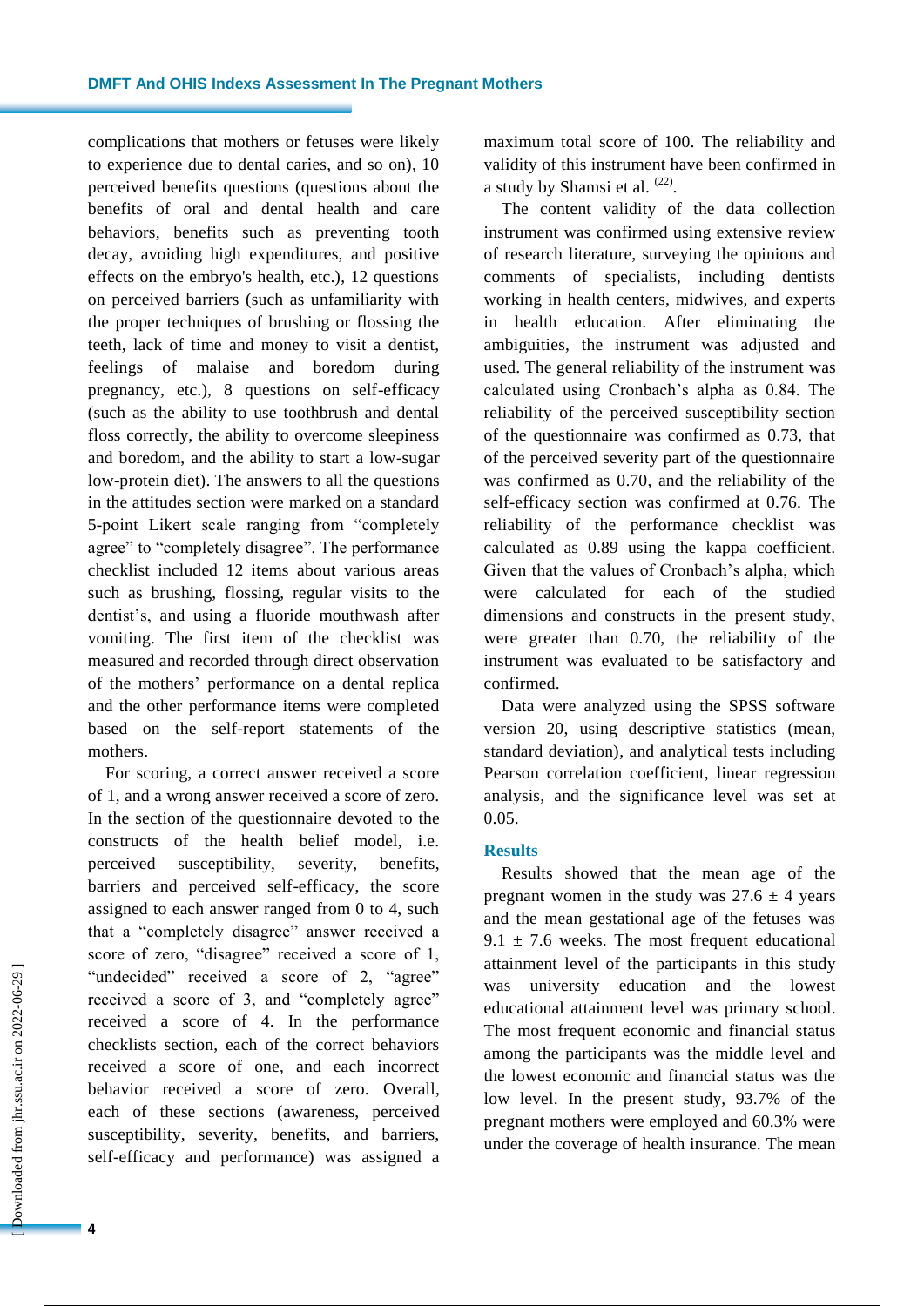complications that mothers or fetuses were likely to experience due to dental caries, and so on), 10 perceived benefits questions (questions about the benefits of oral and dental health and care behaviors, benefits such as preventing tooth decay, avoiding high expenditures, and positive effects on the embryo's health, etc.), 12 questions on perceived barriers (such as unfamiliarity with the proper techniques of brushing or flossing the teeth, lack of time and money to visit a dentist, feelings of malaise and boredom during pregnancy, etc.), 8 questions on self-efficacy (such as the ability to use toothbrush and dental floss correctly, the ability to overcome sleepiness and boredom, and the ability to start a low-sugar low-protein diet). The answers to all the questions in the attitudes section were marked on a standard 5-point Likert scale ranging from "completely agree" to "completely disagree". The performance checklist included 12 items about various areas such as brushing, flossing, regular visits to the dentist's, and using a fluoride mouthwash after vomiting. The first item of the checklist was measured and recorded through direct observation of the mothers' performance on a dental replica and the other performance items were completed based on the self-report statements of the mothers.

For scoring, a correct answer received a score of 1, and a wrong answer received a score of zero. In the section of the questionnaire devoted to the constructs of the health belief model, i.e. perceived susceptibility, severity, benefits, barriers and perceived self-efficacy, the score assigned to each answer ranged from 0 to 4, such that a "completely disagree" answer received a score of zero, "disagree" received a score of 1, "undecided" received a score of 2, "agree" received a score of 3, and "completely agree" received a score of 4. In the performance checklists section, each of the correct behaviors received a score of one, and each incorrect behavior received a score of zero. Overall, each of these sections (awareness, perceived susceptibility, severity, benefits, and barriers, self-efficacy and performance) was assigned a maximum total score of 100. The reliability and validity of this instrument have been confirmed in a study by Shamsi et al. [22].

The content validity of the data collection instrument was confirmed using extensive review of research literature, surveying the opinions and comments of specialists, including dentists working in health centers, midwives, and experts in health education. After eliminating the ambiguities, the instrument was adjusted and used. The general reliability of the instrument was calculated using Cronbach's alpha as 0.84. The reliability of the perceived susceptibility section of the questionnaire was confirmed as 0.73, that of the perceived severity part of the questionnaire was confirmed as 0.70, and the reliability of the self-efficacy section was confirmed at 0.76. The reliability of the performance checklist was calculated as 0.89 using the kappa coefficient. Given that the values of Cronbach's alpha, which were calculated for each of the studied dimensions and constructs in the present study, were greater than 0.70, the reliability of the instrument was evaluated to be satisfactory and confirmed.

Data were analyzed using the SPSS software version 20, using descriptive statistics (mean, standard deviation), and analytical tests including Pearson correlation coefficient, linear regression analysis, and the significance level was set at 0.05.

## Results

Results showed that the mean age of the pregnant women in the study was 27.6 ± 4 years and the mean gestational age of the fetuses was 9.1 ± 7.6 weeks. The most frequent educational attainment level of the participants in this study was university education and the lowest educational attainment level was primary school. The most frequent economic and financial status among the participants was the middle level and the lowest economic and financial status was the low level. In the present study, 93.7% of the pregnant mothers were employed and 60.3% were under the coverage of health insurance. The mean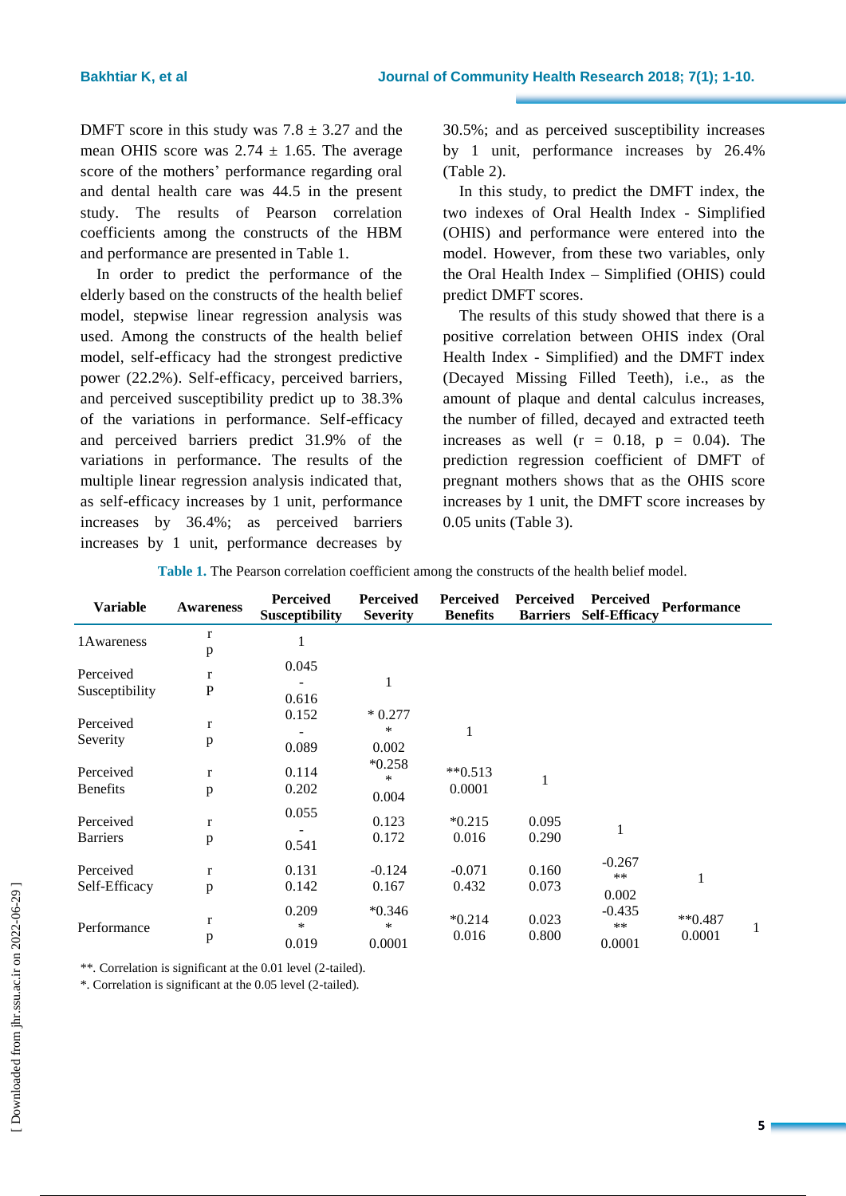DMFT score in this study was 7.8 ± 3.27 and the mean OHIS score was 2.74 ± 1.65. The average score of the mothers' performance regarding oral and dental health care was 44.5 in the present study. The results of Pearson correlation coefficients among the constructs of the HBM and performance are presented in Table 1.

In order to predict the performance of the elderly based on the constructs of the health belief model, stepwise linear regression analysis was used. Among the constructs of the health belief model, self-efficacy had the strongest predictive power (22.2%). Self-efficacy, perceived barriers, and perceived susceptibility predict up to 38.3% of the variations in performance. Self-efficacy and perceived barriers predict 31.9% of the variations in performance. The results of the multiple linear regression analysis indicated that, as self-efficacy increases by 1 unit, performance increases by 36.4%; as perceived barriers increases by 1 unit, performance decreases by 30.5%; and as perceived susceptibility increases by 1 unit, performance increases by 26.4% (Table 2).

In this study, to predict the DMFT index, the two indexes of Oral Health Index - Simplified (OHIS) and performance were entered into the model. However, from these two variables, only the Oral Health Index – Simplified (OHIS) could predict DMFT scores.

The results of this study showed that there is a positive correlation between OHIS index (Oral Health Index - Simplified) and the DMFT index (Decayed Missing Filled Teeth), i.e., as the amount of plaque and dental calculus increases, the number of filled, decayed and extracted teeth increases as well ($r = 0.18$, $p = 0.04$). The prediction regression coefficient of DMFT of pregnant mothers shows that as the OHIS score increases by 1 unit, the DMFT score increases by 0.05 units (Table 3).

**Table 1.** The Pearson correlation coefficient among the constructs of the health belief model.

| Variable | Awareness | Perceived Susceptibility | Perceived Severity | Perceived Benefits | Perceived Barriers | Perceived Self-Efficacy | Performance | |
|---|---|---|---|---|---|---|---|---|
| 1Awareness | r<br>p | 1 | | | | | | |
| Perceived Susceptibility | r<br>P | 0.045<br>-<br>0.616 | 1 | | | | | |
| Perceived Severity | r<br>p | 0.152<br>-<br>0.089 | * 0.277<br>*<br>0.002 | 1 | | | | |
| Perceived Benefits | r<br>p | 0.114<br>0.202 | *0.258<br>*<br>0.004 | **0.513<br>0.0001 | 1 | | | |
| Perceived Barriers | r<br>p | 0.055<br>-<br>0.541 | 0.123<br>0.172 | *0.215<br>0.016 | 0.095<br>0.290 | 1 | | |
| Perceived Self-Efficacy | r<br>p | 0.131<br>0.142 | -0.124<br>0.167 | -0.071<br>0.432 | 0.160<br>0.073 | -0.267<br>**<br>0.002 | 1 | |
| Performance | r<br>p | 0.209<br>*<br>0.019 | *0.346<br>*<br>0.0001 | *0.214<br>0.016 | 0.023<br>0.800 | -0.435<br>**<br>0.0001 | **0.487<br>0.0001 | 1 |

**. Correlation is significant at the 0.01 level (2-tailed).

*. Correlation is significant at the 0.05 level (2-tailed).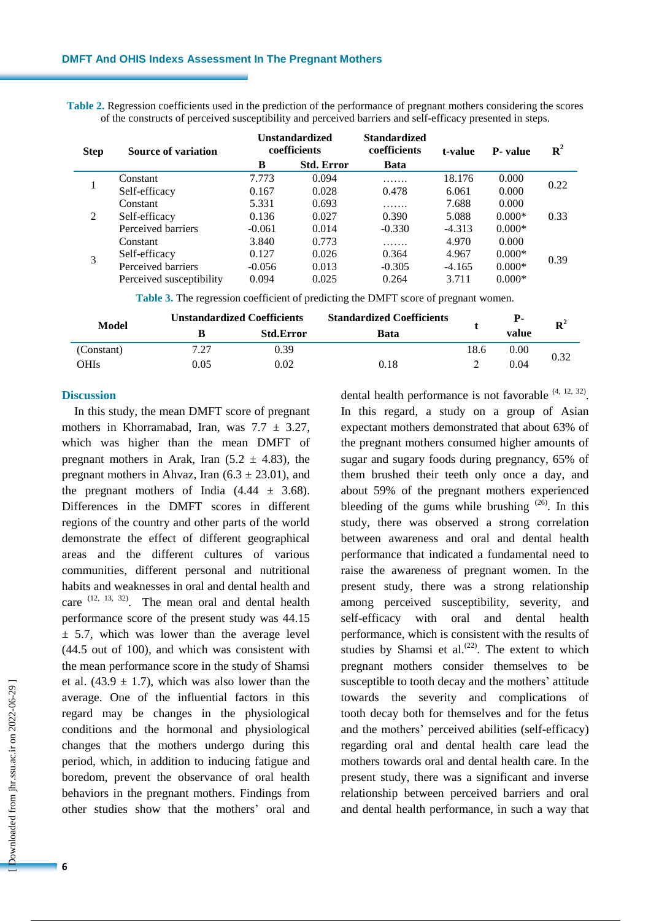**Table 2.** Regression coefficients used in the prediction of the performance of pregnant mothers considering the scores of the constructs of perceived susceptibility and perceived barriers and self-efficacy presented in steps.

| Step | Source of variation | Unstandardized coefficients | | Standardized coefficients | t-value | P- value | $R^2$ |
|---|---|---|---|---|---|---|---|
| | | B | Std. Error | Bata | | | |
| 1 | Constant | 7.773 | 0.094 | ……. | 18.176 | 0.000 | 0.22 |
| | Self-efficacy | 0.167 | 0.028 | 0.478 | 6.061 | 0.000 | |
| 2 | Constant | 5.331 | 0.693 | ……. | 7.688 | 0.000 | 0.33 |
| | Self-efficacy | 0.136 | 0.027 | 0.390 | 5.088 | 0.000* | |
| | Perceived barriers | -0.061 | 0.014 | -0.330 | -4.313 | 0.000* | |
| 3 | Constant | 3.840 | 0.773 | ……. | 4.970 | 0.000 | 0.39 |
| | Self-efficacy | 0.127 | 0.026 | 0.364 | 4.967 | 0.000* | |
| | Perceived barriers | -0.056 | 0.013 | -0.305 | -4.165 | 0.000* | |
| | Perceived susceptibility | 0.094 | 0.025 | 0.264 | 3.711 | 0.000* | |

**Table 3.** The regression coefficient of predicting the DMFT score of pregnant women.

| Model | Unstandardized Coefficients | | Standardized Coefficients | t | P-value | $R^2$ |
|---|---|---|---|---|---|---|
| | B | Std.Error | Bata | | | |
| (Constant) | 7.27 | 0.39 | | 18.6 | 0.00 | 0.32 |
| OHIs | 0.05 | 0.02 | 0.18 | 2 | 0.04 | |

## Discussion

In this study, the mean DMFT score of pregnant mothers in Khorramabad, Iran, was 7.7 ± 3.27, which was higher than the mean DMFT of pregnant mothers in Arak, Iran (5.2 ± 4.83), the pregnant mothers in Ahvaz, Iran (6.3 ± 23.01), and the pregnant mothers of India (4.44 ± 3.68). Differences in the DMFT scores in different regions of the country and other parts of the world demonstrate the effect of different geographical areas and the different cultures of various communities, different personal and nutritional habits and weaknesses in oral and dental health and care [12, 13, 32]. The mean oral and dental health performance score of the present study was 44.15 ± 5.7, which was lower than the average level (44.5 out of 100), and which was consistent with the mean performance score in the study of Shamsi et al. (43.9 ± 1.7), which was also lower than the average. One of the influential factors in this regard may be changes in the physiological conditions and the hormonal and physiological changes that the mothers undergo during this period, which, in addition to inducing fatigue and boredom, prevent the observance of oral health behaviors in the pregnant mothers. Findings from other studies show that the mothers' oral and dental health performance is not favorable [4, 12, 32]. In this regard, a study on a group of Asian expectant mothers demonstrated that about 63% of the pregnant mothers consumed higher amounts of sugar and sugary foods during pregnancy, 65% of them brushed their teeth only once a day, and about 59% of the pregnant mothers experienced bleeding of the gums while brushing [26]. In this study, there was observed a strong correlation between awareness and oral and dental health performance that indicated a fundamental need to raise the awareness of pregnant women. In the present study, there was a strong relationship among perceived susceptibility, severity, and self-efficacy with oral and dental health performance, which is consistent with the results of studies by Shamsi et al.[22]. The extent to which pregnant mothers consider themselves to be susceptible to tooth decay and the mothers' attitude towards the severity and complications of tooth decay both for themselves and for the fetus and the mothers' perceived abilities (self-efficacy) regarding oral and dental health care lead the mothers towards oral and dental health care. In the present study, there was a significant and inverse relationship between perceived barriers and oral and dental health performance, in such a way that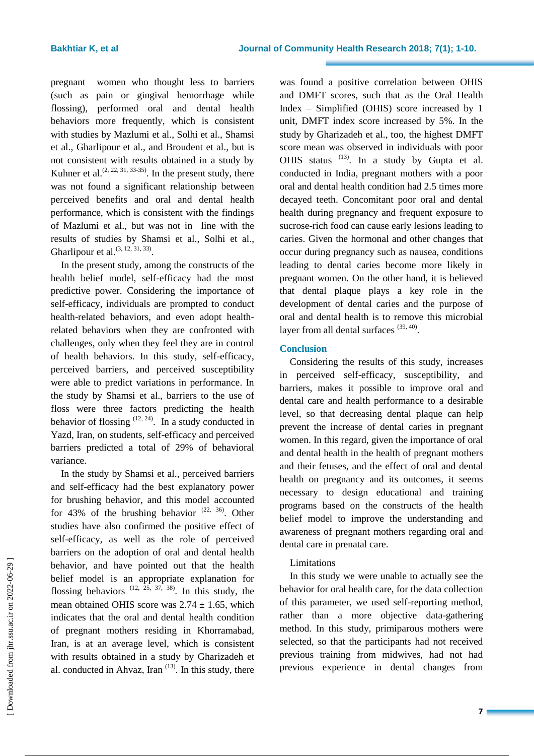pregnant women who thought less to barriers (such as pain or gingival hemorrhage while flossing), performed oral and dental health behaviors more frequently, which is consistent with studies by Mazlumi et al., Solhi et al., Shamsi et al., Gharlipour et al., and Broudent et al., but is not consistent with results obtained in a study by Kuhner et al.[2, 22, 31, 33-35]. In the present study, there was not found a significant relationship between perceived benefits and oral and dental health performance, which is consistent with the findings of Mazlumi et al., but was not in line with the results of studies by Shamsi et al., Solhi et al., Gharlipour et al.[3, 12, 31, 33].

In the present study, among the constructs of the health belief model, self-efficacy had the most predictive power. Considering the importance of self-efficacy, individuals are prompted to conduct health-related behaviors, and even adopt health-related behaviors when they are confronted with challenges, only when they feel they are in control of health behaviors. In this study, self-efficacy, perceived barriers, and perceived susceptibility were able to predict variations in performance. In the study by Shamsi et al., barriers to the use of floss were three factors predicting the health behavior of flossing [12, 24]. In a study conducted in Yazd, Iran, on students, self-efficacy and perceived barriers predicted a total of 29% of behavioral variance.

In the study by Shamsi et al., perceived barriers and self-efficacy had the best explanatory power for brushing behavior, and this model accounted for 43% of the brushing behavior [22, 36]. Other studies have also confirmed the positive effect of self-efficacy, as well as the role of perceived barriers on the adoption of oral and dental health behavior, and have pointed out that the health belief model is an appropriate explanation for flossing behaviors [12, 25, 37, 38]. In this study, the mean obtained OHIS score was $2.74 \pm 1.65$, which indicates that the oral and dental health condition of pregnant mothers residing in Khorramabad, Iran, is at an average level, which is consistent with results obtained in a study by Gharizadeh et al. conducted in Ahvaz, Iran [13]. In this study, there was found a positive correlation between OHIS and DMFT scores, such that as the Oral Health Index – Simplified (OHIS) score increased by 1 unit, DMFT index score increased by 5%. In the study by Gharizadeh et al., too, the highest DMFT score mean was observed in individuals with poor OHIS status [13]. In a study by Gupta et al. conducted in India, pregnant mothers with a poor oral and dental health condition had 2.5 times more decayed teeth. Concomitant poor oral and dental health during pregnancy and frequent exposure to sucrose-rich food can cause early lesions leading to caries. Given the hormonal and other changes that occur during pregnancy such as nausea, conditions leading to dental caries become more likely in pregnant women. On the other hand, it is believed that dental plaque plays a key role in the development of dental caries and the purpose of oral and dental health is to remove this microbial layer from all dental surfaces [39, 40].

## Conclusion

Considering the results of this study, increases in perceived self-efficacy, susceptibility, and barriers, makes it possible to improve oral and dental care and health performance to a desirable level, so that decreasing dental plaque can help prevent the increase of dental caries in pregnant women. In this regard, given the importance of oral and dental health in the health of pregnant mothers and their fetuses, and the effect of oral and dental health on pregnancy and its outcomes, it seems necessary to design educational and training programs based on the constructs of the health belief model to improve the understanding and awareness of pregnant mothers regarding oral and dental care in prenatal care.

Limitations

In this study we were unable to actually see the behavior for oral health care, for the data collection of this parameter, we used self-reporting method, rather than a more objective data-gathering method. In this study, primiparous mothers were selected, so that the participants had not received previous training from midwives, had not had previous experience in dental changes from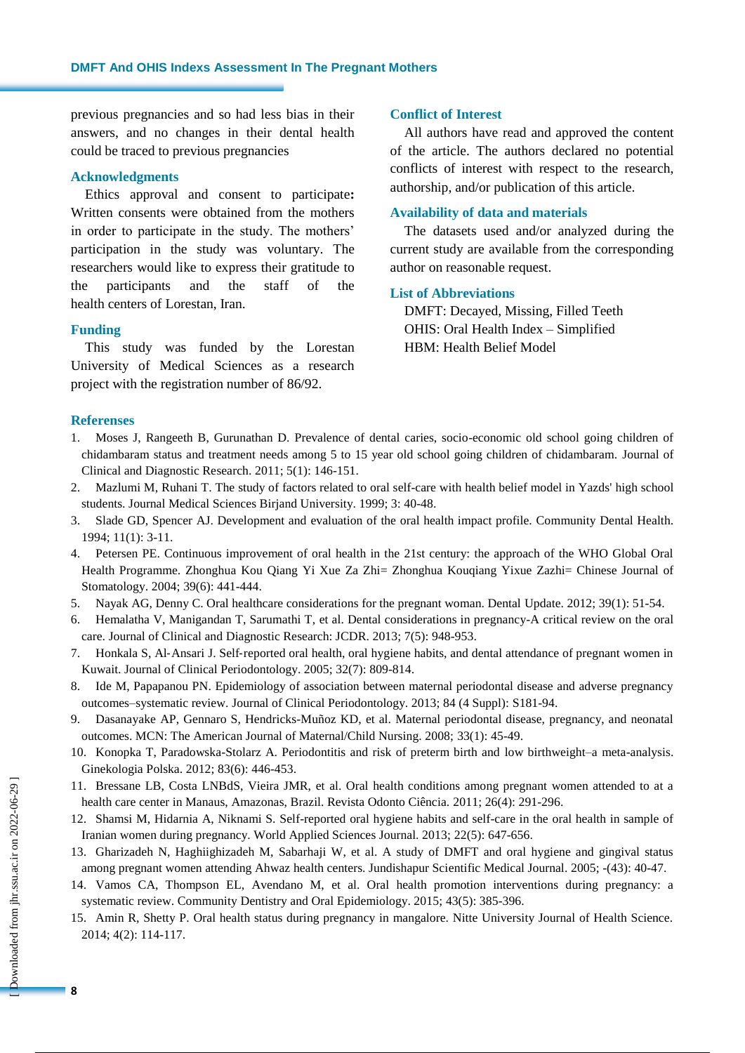previous pregnancies and so had less bias in their answers, and no changes in their dental health could be traced to previous pregnancies

## Acknowledgments

Ethics approval and consent to participate**:** Written consents were obtained from the mothers in order to participate in the study. The mothers' participation in the study was voluntary. The researchers would like to express their gratitude to the participants and the staff of the health centers of Lorestan, Iran.

## Funding

This study was funded by the Lorestan University of Medical Sciences as a research project with the registration number of 86/92.

## Conflict of Interest

All authors have read and approved the content of the article. The authors declared no potential conflicts of interest with respect to the research, authorship, and/or publication of this article.

## Availability of data and materials

The datasets used and/or analyzed during the current study are available from the corresponding author on reasonable request.

## List of Abbreviations

DMFT: Decayed, Missing, Filled Teeth
OHIS: Oral Health Index – Simplified
HBM: Health Belief Model

## Referenses

1. Moses J, Rangeeth B, Gurunathan D. Prevalence of dental caries, socio-economic old school going children of chidambaram status and treatment needs among 5 to 15 year old school going children of chidambaram. Journal of Clinical and Diagnostic Research. 2011; 5(1): 146-151.
2. Mazlumi M, Ruhani T. The study of factors related to oral self-care with health belief model in Yazds' high school students. Journal Medical Sciences Birjand University. 1999; 3: 40-48.
3. Slade GD, Spencer AJ. Development and evaluation of the oral health impact profile. Community Dental Health. 1994; 11(1): 3-11.
4. Petersen PE. Continuous improvement of oral health in the 21st century: the approach of the WHO Global Oral Health Programme. Zhonghua Kou Qiang Yi Xue Za Zhi= Zhonghua Kouqiang Yixue Zazhi= Chinese Journal of Stomatology. 2004; 39(6): 441-444.
5. Nayak AG, Denny C. Oral healthcare considerations for the pregnant woman. Dental Update. 2012; 39(1): 51-54.
6. Hemalatha V, Manigandan T, Sarumathi T, et al. Dental considerations in pregnancy-A critical review on the oral care. Journal of Clinical and Diagnostic Research: JCDR. 2013; 7(5): 948-953.
7. Honkala S, Al‐Ansari J. Self‐reported oral health, oral hygiene habits, and dental attendance of pregnant women in Kuwait. Journal of Clinical Periodontology. 2005; 32(7): 809-814.
8. Ide M, Papapanou PN. Epidemiology of association between maternal periodontal disease and adverse pregnancy outcomes–systematic review. Journal of Clinical Periodontology. 2013; 84 (4 Suppl): S181-94.
9. Dasanayake AP, Gennaro S, Hendricks-Muñoz KD, et al. Maternal periodontal disease, pregnancy, and neonatal outcomes. MCN: The American Journal of Maternal/Child Nursing. 2008; 33(1): 45-49.
10. Konopka T, Paradowska-Stolarz A. Periodontitis and risk of preterm birth and low birthweight–a meta-analysis. Ginekologia Polska. 2012; 83(6): 446-453.
11. Bressane LB, Costa LNBdS, Vieira JMR, et al. Oral health conditions among pregnant women attended to at a health care center in Manaus, Amazonas, Brazil. Revista Odonto Ciência. 2011; 26(4): 291-296.
12. Shamsi M, Hidarnia A, Niknami S. Self-reported oral hygiene habits and self-care in the oral health in sample of Iranian women during pregnancy. World Applied Sciences Journal. 2013; 22(5): 647-656.
13. Gharizadeh N, Haghiighizadeh M, Sabarhaji W, et al. A study of DMFT and oral hygiene and gingival status among pregnant women attending Ahwaz health centers. Jundishapur Scientific Medical Journal. 2005; -(43): 40-47.
14. Vamos CA, Thompson EL, Avendano M, et al. Oral health promotion interventions during pregnancy: a systematic review. Community Dentistry and Oral Epidemiology. 2015; 43(5): 385-396.
15. Amin R, Shetty P. Oral health status during pregnancy in mangalore. Nitte University Journal of Health Science. 2014; 4(2): 114-117.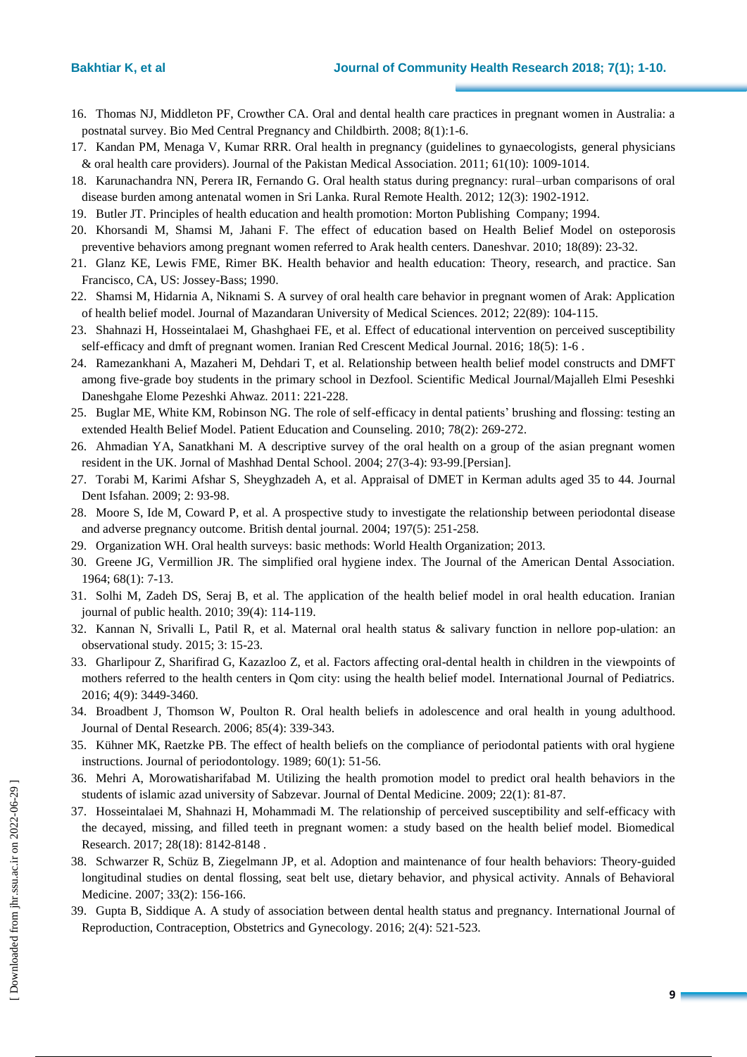16. Thomas NJ, Middleton PF, Crowther CA. Oral and dental health care practices in pregnant women in Australia: a postnatal survey. Bio Med Central Pregnancy and Childbirth. 2008; 8(1):1-6.
17. Kandan PM, Menaga V, Kumar RRR. Oral health in pregnancy (guidelines to gynaecologists, general physicians & oral health care providers). Journal of the Pakistan Medical Association. 2011; 61(10): 1009-1014.
18. Karunachandra NN, Perera IR, Fernando G. Oral health status during pregnancy: rural–urban comparisons of oral disease burden among antenatal women in Sri Lanka. Rural Remote Health. 2012; 12(3): 1902-1912.
19. Butler JT. Principles of health education and health promotion: Morton Publishing Company; 1994.
20. Khorsandi M, Shamsi M, Jahani F. The effect of education based on Health Belief Model on osteporosis preventive behaviors among pregnant women referred to Arak health centers. Daneshvar. 2010; 18(89): 23-32.
21. Glanz KE, Lewis FME, Rimer BK. Health behavior and health education: Theory, research, and practice. San Francisco, CA, US: Jossey-Bass; 1990.
22. Shamsi M, Hidarnia A, Niknami S. A survey of oral health care behavior in pregnant women of Arak: Application of health belief model. Journal of Mazandaran University of Medical Sciences. 2012; 22(89): 104-115.
23. Shahnazi H, Hosseintalaei M, Ghashghaei FE, et al. Effect of educational intervention on perceived susceptibility self-efficacy and dmft of pregnant women. Iranian Red Crescent Medical Journal. 2016; 18(5): 1-6 .
24. Ramezankhani A, Mazaheri M, Dehdari T, et al. Relationship between health belief model constructs and DMFT among five-grade boy students in the primary school in Dezfool. Scientific Medical Journal/Majalleh Elmi Peseshki Daneshgahe Elome Pezeshki Ahwaz. 2011: 221-228.
25. Buglar ME, White KM, Robinson NG. The role of self-efficacy in dental patients' brushing and flossing: testing an extended Health Belief Model. Patient Education and Counseling. 2010; 78(2): 269-272.
26. Ahmadian YA, Sanatkhani M. A descriptive survey of the oral health on a group of the asian pregnant women resident in the UK. Jornal of Mashhad Dental School. 2004; 27(3-4): 93-99.[Persian].
27. Torabi M, Karimi Afshar S, Sheyghzadeh A, et al. Appraisal of DMET in Kerman adults aged 35 to 44. Journal Dent Isfahan. 2009; 2: 93-98.
28. Moore S, Ide M, Coward P, et al. A prospective study to investigate the relationship between periodontal disease and adverse pregnancy outcome. British dental journal. 2004; 197(5): 251-258.
29. Organization WH. Oral health surveys: basic methods: World Health Organization; 2013.
30. Greene JG, Vermillion JR. The simplified oral hygiene index. The Journal of the American Dental Association. 1964; 68(1): 7-13.
31. Solhi M, Zadeh DS, Seraj B, et al. The application of the health belief model in oral health education. Iranian journal of public health. 2010; 39(4): 114-119.
32. Kannan N, Srivalli L, Patil R, et al. Maternal oral health status & salivary function in nellore pop-ulation: an observational study. 2015; 3: 15-23.
33. Gharlipour Z, Sharifirad G, Kazazloo Z, et al. Factors affecting oral-dental health in children in the viewpoints of mothers referred to the health centers in Qom city: using the health belief model. International Journal of Pediatrics. 2016; 4(9): 3449-3460.
34. Broadbent J, Thomson W, Poulton R. Oral health beliefs in adolescence and oral health in young adulthood. Journal of Dental Research. 2006; 85(4): 339-343.
35. Kühner MK, Raetzke PB. The effect of health beliefs on the compliance of periodontal patients with oral hygiene instructions. Journal of periodontology. 1989; 60(1): 51-56.
36. Mehri A, Morowatisharifabad M. Utilizing the health promotion model to predict oral health behaviors in the students of islamic azad university of Sabzevar. Journal of Dental Medicine. 2009; 22(1): 81-87.
37. Hosseintalaei M, Shahnazi H, Mohammadi M. The relationship of perceived susceptibility and self-efficacy with the decayed, missing, and filled teeth in pregnant women: a study based on the health belief model. Biomedical Research. 2017; 28(18): 8142-8148 .
38. Schwarzer R, Schüz B, Ziegelmann JP, et al. Adoption and maintenance of four health behaviors: Theory-guided longitudinal studies on dental flossing, seat belt use, dietary behavior, and physical activity. Annals of Behavioral Medicine. 2007; 33(2): 156-166.
39. Gupta B, Siddique A. A study of association between dental health status and pregnancy. International Journal of Reproduction, Contraception, Obstetrics and Gynecology. 2016; 2(4): 521-523.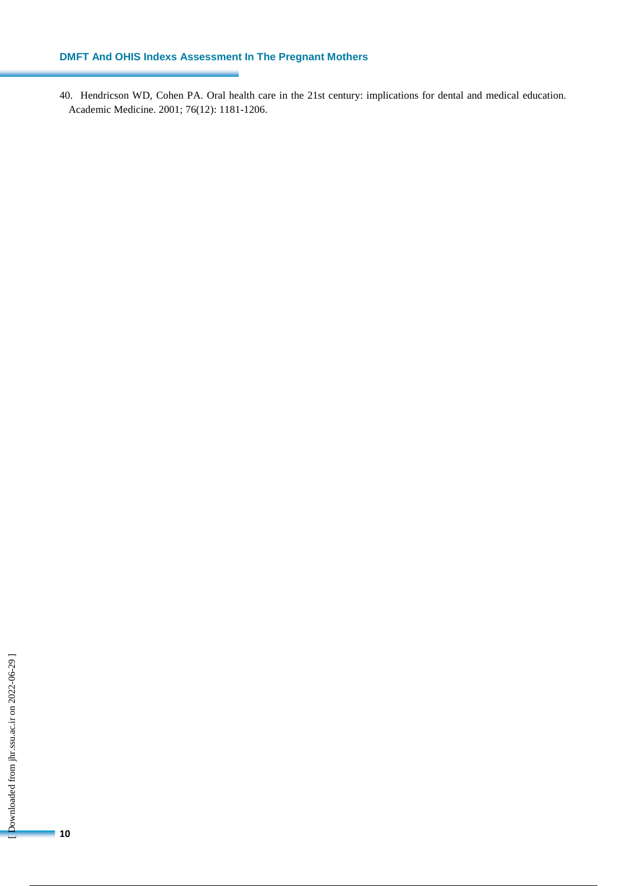40. Hendricson WD, Cohen PA. Oral health care in the 21st century: implications for dental and medical education. Academic Medicine. 2001; 76(12): 1181-1206.